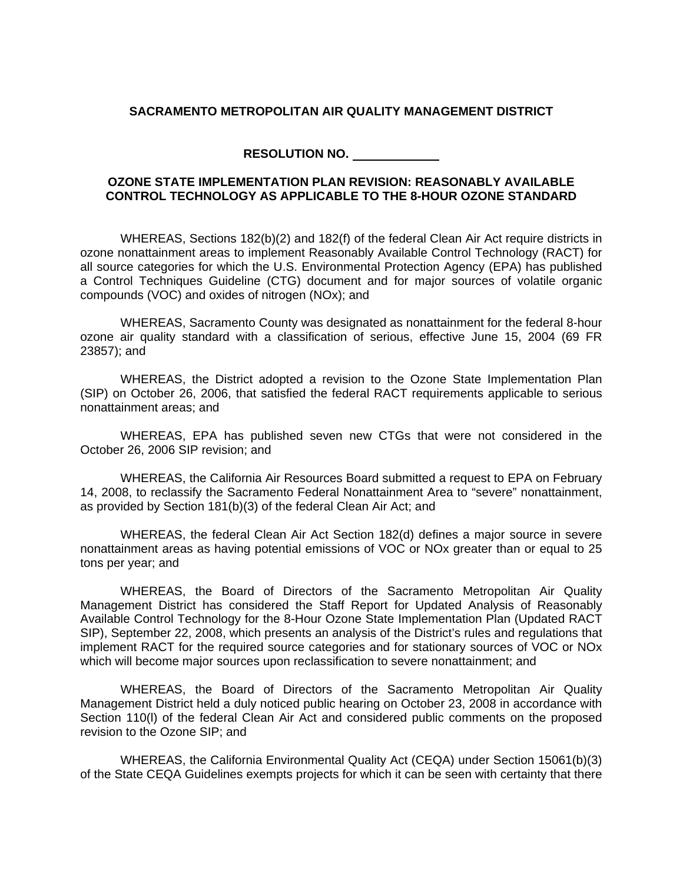**SACRAMENTO METROPOLITAN AIR QUALITY MANAGEMENT DISTRICT**

**RESOLUTION NO. ____________**

**OZONE STATE IMPLEMENTATION PLAN REVISION: REASONABLY AVAILABLE CONTROL TECHNOLOGY AS APPLICABLE TO THE 8-HOUR OZONE STANDARD**

WHEREAS, Sections 182(b)(2) and 182(f) of the federal Clean Air Act require districts in ozone nonattainment areas to implement Reasonably Available Control Technology (RACT) for all source categories for which the U.S. Environmental Protection Agency (EPA) has published a Control Techniques Guideline (CTG) document and for major sources of volatile organic compounds (VOC) and oxides of nitrogen (NOx); and

WHEREAS, Sacramento County was designated as nonattainment for the federal 8-hour ozone air quality standard with a classification of serious, effective June 15, 2004 (69 FR 23857); and

WHEREAS, the District adopted a revision to the Ozone State Implementation Plan (SIP) on October 26, 2006, that satisfied the federal RACT requirements applicable to serious nonattainment areas; and

WHEREAS, EPA has published seven new CTGs that were not considered in the October 26, 2006 SIP revision; and

WHEREAS, the California Air Resources Board submitted a request to EPA on February 14, 2008, to reclassify the Sacramento Federal Nonattainment Area to "severe" nonattainment, as provided by Section 181(b)(3) of the federal Clean Air Act; and

WHEREAS, the federal Clean Air Act Section 182(d) defines a major source in severe nonattainment areas as having potential emissions of VOC or NOx greater than or equal to 25 tons per year; and

WHEREAS, the Board of Directors of the Sacramento Metropolitan Air Quality Management District has considered the Staff Report for Updated Analysis of Reasonably Available Control Technology for the 8-Hour Ozone State Implementation Plan (Updated RACT SIP), September 22, 2008, which presents an analysis of the District's rules and regulations that implement RACT for the required source categories and for stationary sources of VOC or NOx which will become major sources upon reclassification to severe nonattainment; and

WHEREAS, the Board of Directors of the Sacramento Metropolitan Air Quality Management District held a duly noticed public hearing on October 23, 2008 in accordance with Section 110(l) of the federal Clean Air Act and considered public comments on the proposed revision to the Ozone SIP; and

WHEREAS, the California Environmental Quality Act (CEQA) under Section 15061(b)(3) of the State CEQA Guidelines exempts projects for which it can be seen with certainty that there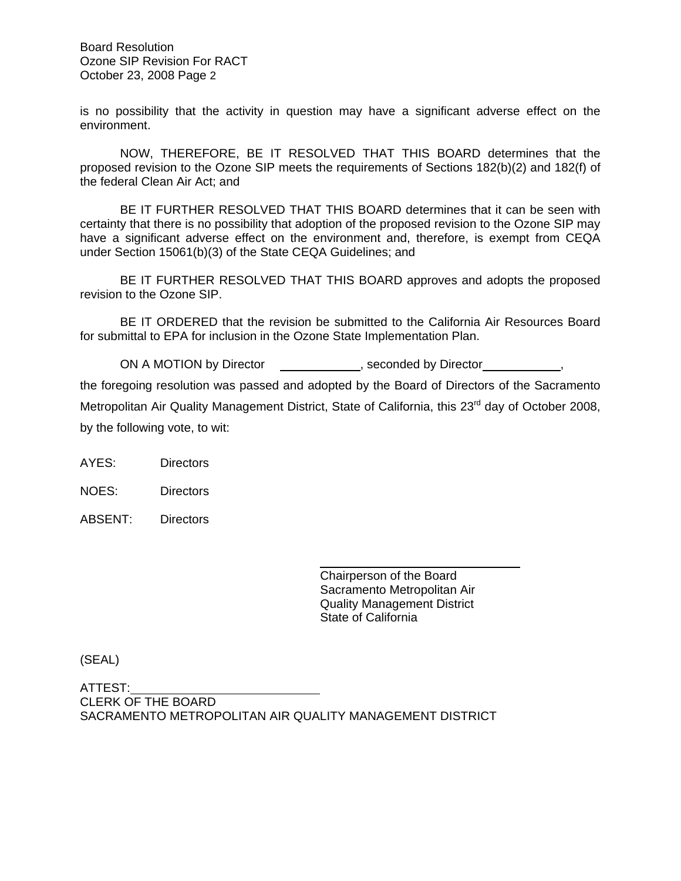is no possibility that the activity in question may have a significant adverse effect on the environment.

NOW, THEREFORE, BE IT RESOLVED THAT THIS BOARD determines that the proposed revision to the Ozone SIP meets the requirements of Sections 182(b)(2) and 182(f) of the federal Clean Air Act; and

BE IT FURTHER RESOLVED THAT THIS BOARD determines that it can be seen with certainty that there is no possibility that adoption of the proposed revision to the Ozone SIP may have a significant adverse effect on the environment and, therefore, is exempt from CEQA under Section 15061(b)(3) of the State CEQA Guidelines; and

BE IT FURTHER RESOLVED THAT THIS BOARD approves and adopts the proposed revision to the Ozone SIP.

BE IT ORDERED that the revision be submitted to the California Air Resources Board for submittal to EPA for inclusion in the Ozone State Implementation Plan.

ON A MOTION by Director ____________, seconded by Director____________,

the foregoing resolution was passed and adopted by the Board of Directors of the Sacramento Metropolitan Air Quality Management District, State of California, this 23rd day of October 2008, by the following vote, to wit:

AYES: Directors

NOES: Directors

ABSENT: Directors

______________________________

Chairperson of the Board
Sacramento Metropolitan Air
Quality Management District
State of California

(SEAL)

ATTEST:____________________________
CLERK OF THE BOARD
SACRAMENTO METROPOLITAN AIR QUALITY MANAGEMENT DISTRICT